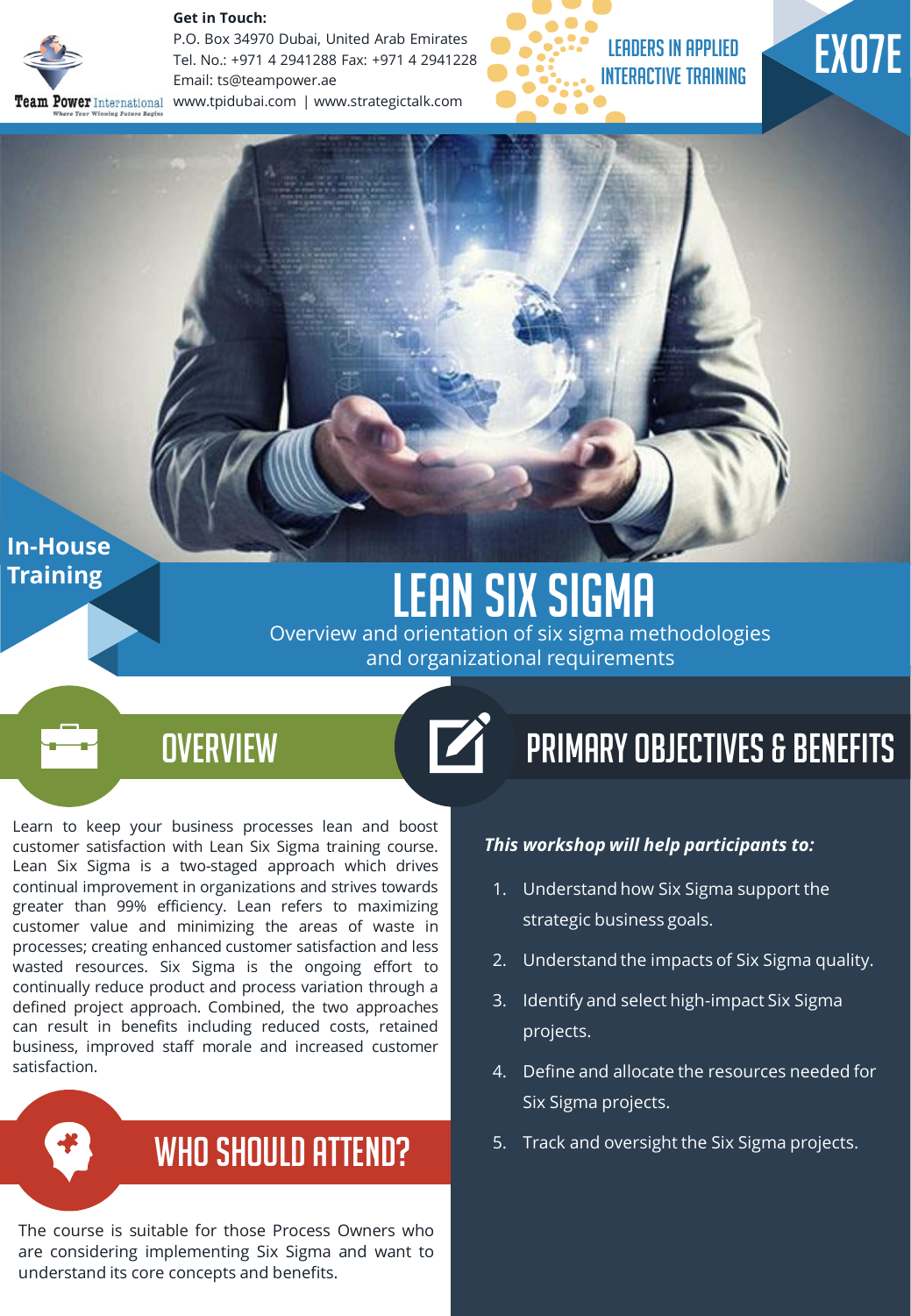**Get in Touch:**
P.O. Box 34970 Dubai, United Arab Emirates
Tel. No.: +971 4 2941288 Fax: +971 4 2941228
Email: ts@teampower.ae
www.tpidubai.com | www.strategictalk.com

Team Power International — Where Your Winning Future Begins

LEADERS IN APPLIED INTERACTIVE TRAINING

EX07E

In-House Training

# LEAN SIX SIGMA

Overview and orientation of six sigma methodologies and organizational requirements

## OVERVIEW

Learn to keep your business processes lean and boost customer satisfaction with Lean Six Sigma training course. Lean Six Sigma is a two-staged approach which drives continual improvement in organizations and strives towards greater than 99% efficiency. Lean refers to maximizing customer value and minimizing the areas of waste in processes; creating enhanced customer satisfaction and less wasted resources. Six Sigma is the ongoing effort to continually reduce product and process variation through a defined project approach. Combined, the two approaches can result in benefits including reduced costs, retained business, improved staff morale and increased customer satisfaction.

## WHO SHOULD ATTEND?

The course is suitable for those Process Owners who are considering implementing Six Sigma and want to understand its core concepts and benefits.

## PRIMARY OBJECTIVES & BENEFITS

***This workshop will help participants to:***

1. Understand how Six Sigma support the strategic business goals.
2. Understand the impacts of Six Sigma quality.
3. Identify and select high-impact Six Sigma projects.
4. Define and allocate the resources needed for Six Sigma projects.
5. Track and oversight the Six Sigma projects.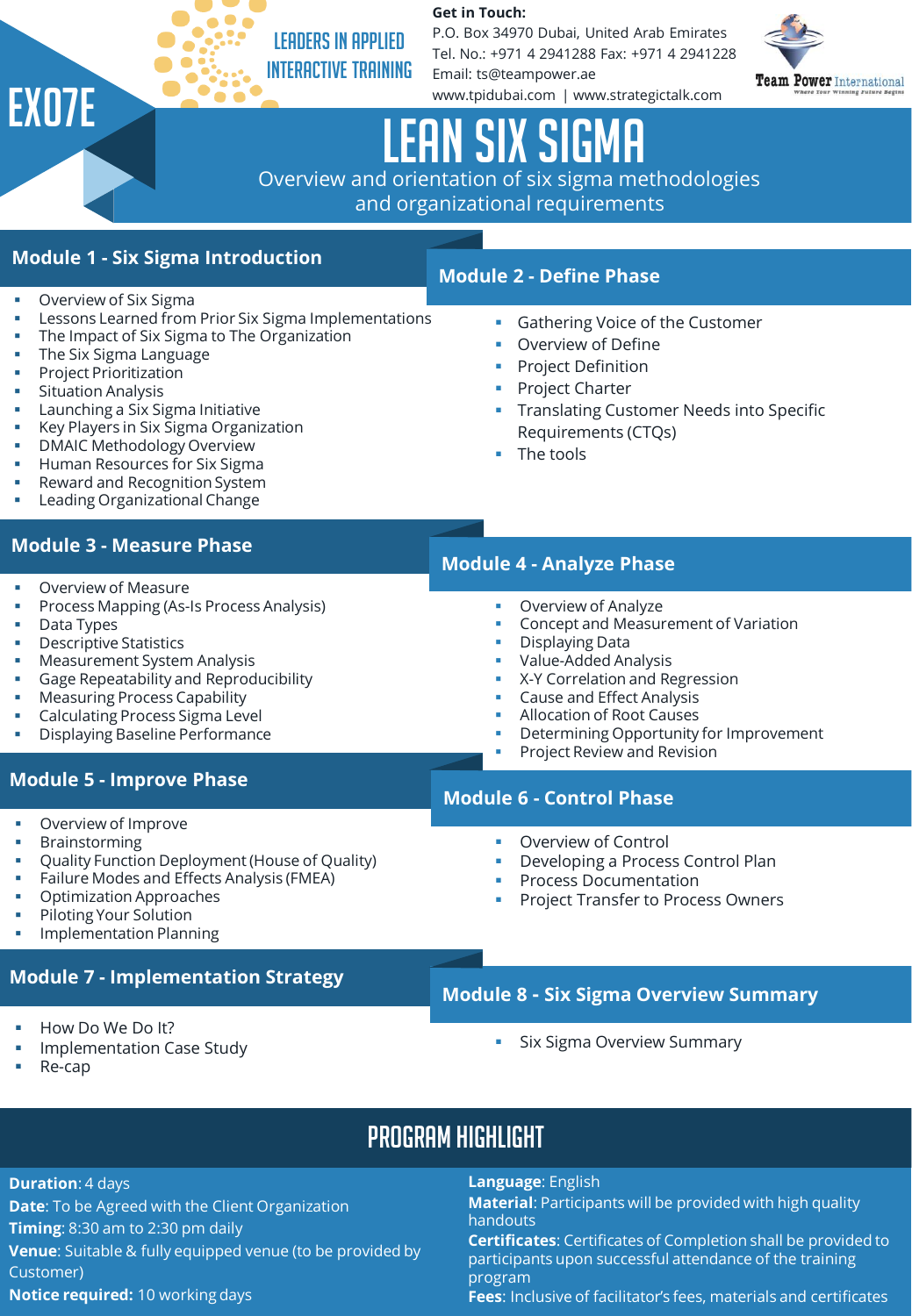EX07E

LEADERS IN APPLIED INTERACTIVE TRAINING

**Get in Touch:**
P.O. Box 34970 Dubai, United Arab Emirates
Tel. No.: +971 4 2941288 Fax: +971 4 2941228
Email: ts@teampower.ae
www.tpidubai.com | www.strategictalk.com

Team Power International
Where Your Winning Future Begins

# LEAN SIX SIGMA

Overview and orientation of six sigma methodologies and organizational requirements

## Module 1 - Six Sigma Introduction

- Overview of Six Sigma
- Lessons Learned from Prior Six Sigma Implementations
- The Impact of Six Sigma to The Organization
- The Six Sigma Language
- Project Prioritization
- Situation Analysis
- Launching a Six Sigma Initiative
- Key Players in Six Sigma Organization
- DMAIC Methodology Overview
- Human Resources for Six Sigma
- Reward and Recognition System
- Leading Organizational Change

## Module 2 - Define Phase

- Gathering Voice of the Customer
- Overview of Define
- Project Definition
- Project Charter
- Translating Customer Needs into Specific Requirements (CTQs)
- The tools

## Module 3 - Measure Phase

- Overview of Measure
- Process Mapping (As-Is Process Analysis)
- Data Types
- Descriptive Statistics
- Measurement System Analysis
- Gage Repeatability and Reproducibility
- Measuring Process Capability
- Calculating Process Sigma Level
- Displaying Baseline Performance

## Module 4 - Analyze Phase

- Overview of Analyze
- Concept and Measurement of Variation
- Displaying Data
- Value-Added Analysis
- X-Y Correlation and Regression
- Cause and Effect Analysis
- Allocation of Root Causes
- Determining Opportunity for Improvement
- Project Review and Revision

## Module 5 - Improve Phase

- Overview of Improve
- Brainstorming
- Quality Function Deployment (House of Quality)
- Failure Modes and Effects Analysis (FMEA)
- Optimization Approaches
- Piloting Your Solution
- Implementation Planning

## Module 6 - Control Phase

- Overview of Control
- Developing a Process Control Plan
- Process Documentation
- Project Transfer to Process Owners

## Module 7 - Implementation Strategy

- How Do We Do It?
- Implementation Case Study
- Re-cap

## Module 8 - Six Sigma Overview Summary

- Six Sigma Overview Summary

## PROGRAM HIGHLIGHT

**Duration**: 4 days
**Date**: To be Agreed with the Client Organization
**Timing**: 8:30 am to 2:30 pm daily
**Venue**: Suitable & fully equipped venue (to be provided by Customer)
**Notice required:** 10 working days

**Language**: English
**Material**: Participants will be provided with high quality handouts
**Certificates**: Certificates of Completion shall be provided to participants upon successful attendance of the training program
**Fees**: Inclusive of facilitator's fees, materials and certificates